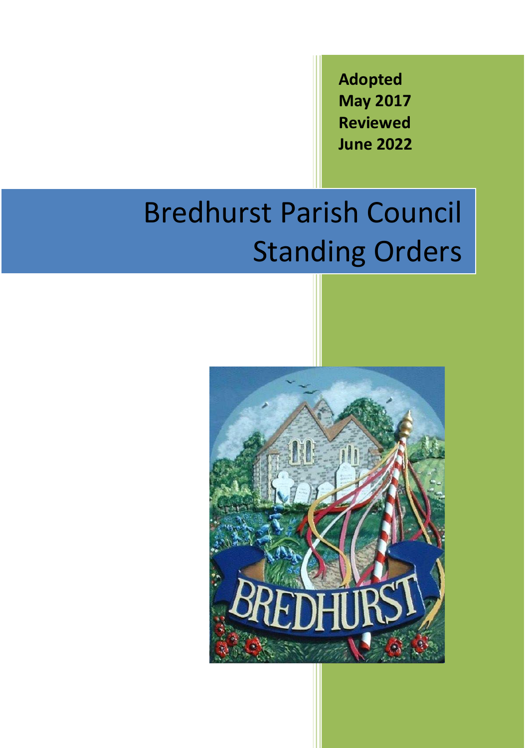**Adopted**
**May 2017**
**Reviewed**
**June 2022**

# Bredhurst Parish Council Standing Orders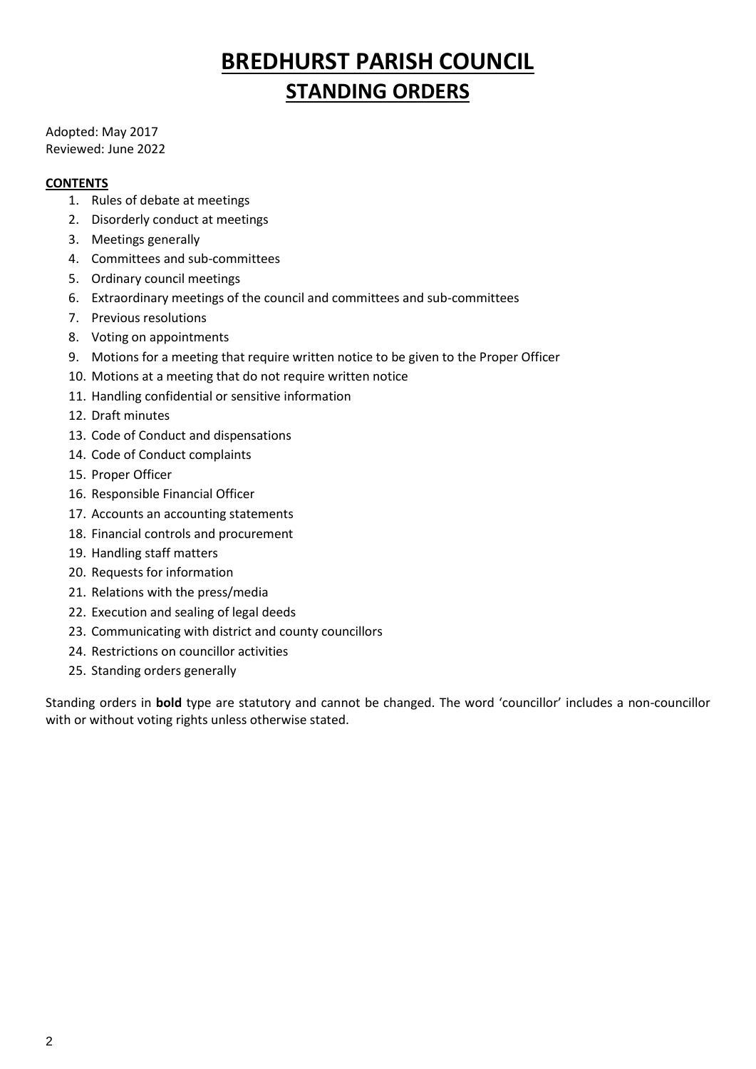# BREDHURST PARISH COUNCIL

## STANDING ORDERS

Adopted: May 2017
Reviewed: June 2022

**CONTENTS**

1. Rules of debate at meetings
2. Disorderly conduct at meetings
3. Meetings generally
4. Committees and sub-committees
5. Ordinary council meetings
6. Extraordinary meetings of the council and committees and sub-committees
7. Previous resolutions
8. Voting on appointments
9. Motions for a meeting that require written notice to be given to the Proper Officer
10. Motions at a meeting that do not require written notice
11. Handling confidential or sensitive information
12. Draft minutes
13. Code of Conduct and dispensations
14. Code of Conduct complaints
15. Proper Officer
16. Responsible Financial Officer
17. Accounts an accounting statements
18. Financial controls and procurement
19. Handling staff matters
20. Requests for information
21. Relations with the press/media
22. Execution and sealing of legal deeds
23. Communicating with district and county councillors
24. Restrictions on councillor activities
25. Standing orders generally

Standing orders in **bold** type are statutory and cannot be changed. The word 'councillor' includes a non-councillor with or without voting rights unless otherwise stated.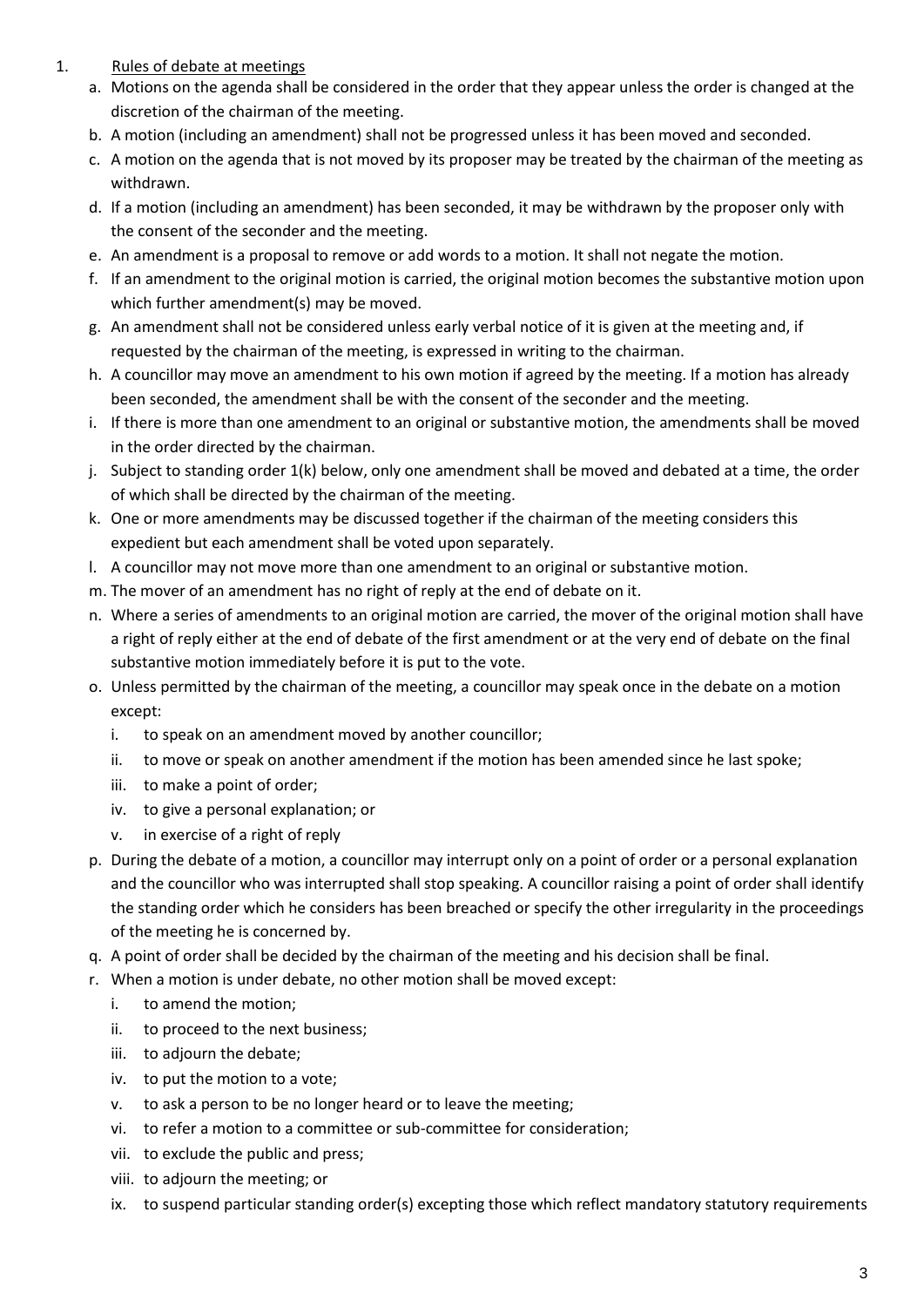1. Rules of debate at meetings

   a. Motions on the agenda shall be considered in the order that they appear unless the order is changed at the discretion of the chairman of the meeting.
   b. A motion (including an amendment) shall not be progressed unless it has been moved and seconded.
   c. A motion on the agenda that is not moved by its proposer may be treated by the chairman of the meeting as withdrawn.
   d. If a motion (including an amendment) has been seconded, it may be withdrawn by the proposer only with the consent of the seconder and the meeting.
   e. An amendment is a proposal to remove or add words to a motion. It shall not negate the motion.
   f. If an amendment to the original motion is carried, the original motion becomes the substantive motion upon which further amendment(s) may be moved.
   g. An amendment shall not be considered unless early verbal notice of it is given at the meeting and, if requested by the chairman of the meeting, is expressed in writing to the chairman.
   h. A councillor may move an amendment to his own motion if agreed by the meeting. If a motion has already been seconded, the amendment shall be with the consent of the seconder and the meeting.
   i. If there is more than one amendment to an original or substantive motion, the amendments shall be moved in the order directed by the chairman.
   j. Subject to standing order 1(k) below, only one amendment shall be moved and debated at a time, the order of which shall be directed by the chairman of the meeting.
   k. One or more amendments may be discussed together if the chairman of the meeting considers this expedient but each amendment shall be voted upon separately.
   l. A councillor may not move more than one amendment to an original or substantive motion.
   m. The mover of an amendment has no right of reply at the end of debate on it.
   n. Where a series of amendments to an original motion are carried, the mover of the original motion shall have a right of reply either at the end of debate of the first amendment or at the very end of debate on the final substantive motion immediately before it is put to the vote.
   o. Unless permitted by the chairman of the meeting, a councillor may speak once in the debate on a motion except:
      i. to speak on an amendment moved by another councillor;
      ii. to move or speak on another amendment if the motion has been amended since he last spoke;
      iii. to make a point of order;
      iv. to give a personal explanation; or
      v. in exercise of a right of reply
   p. During the debate of a motion, a councillor may interrupt only on a point of order or a personal explanation and the councillor who was interrupted shall stop speaking. A councillor raising a point of order shall identify the standing order which he considers has been breached or specify the other irregularity in the proceedings of the meeting he is concerned by.
   q. A point of order shall be decided by the chairman of the meeting and his decision shall be final.
   r. When a motion is under debate, no other motion shall be moved except:
      i. to amend the motion;
      ii. to proceed to the next business;
      iii. to adjourn the debate;
      iv. to put the motion to a vote;
      v. to ask a person to be no longer heard or to leave the meeting;
      vi. to refer a motion to a committee or sub-committee for consideration;
      vii. to exclude the public and press;
      viii. to adjourn the meeting; or
      ix. to suspend particular standing order(s) excepting those which reflect mandatory statutory requirements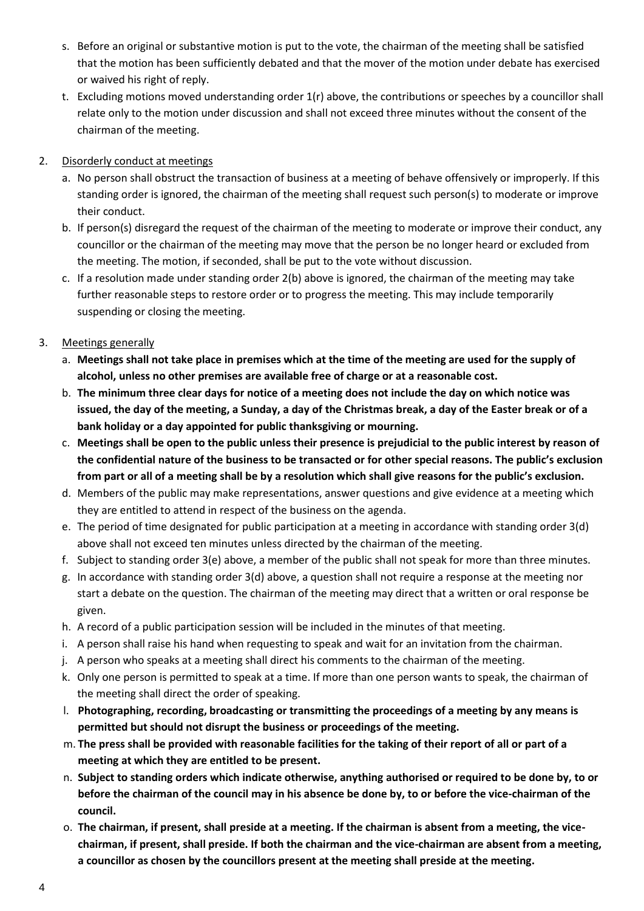s. Before an original or substantive motion is put to the vote, the chairman of the meeting shall be satisfied that the motion has been sufficiently debated and that the mover of the motion under debate has exercised or waived his right of reply.

t. Excluding motions moved understanding order 1(r) above, the contributions or speeches by a councillor shall relate only to the motion under discussion and shall not exceed three minutes without the consent of the chairman of the meeting.

2. Disorderly conduct at meetings

   a. No person shall obstruct the transaction of business at a meeting of behave offensively or improperly. If this standing order is ignored, the chairman of the meeting shall request such person(s) to moderate or improve their conduct.
   b. If person(s) disregard the request of the chairman of the meeting to moderate or improve their conduct, any councillor or the chairman of the meeting may move that the person be no longer heard or excluded from the meeting. The motion, if seconded, shall be put to the vote without discussion.
   c. If a resolution made under standing order 2(b) above is ignored, the chairman of the meeting may take further reasonable steps to restore order or to progress the meeting. This may include temporarily suspending or closing the meeting.

3. Meetings generally

   a. **Meetings shall not take place in premises which at the time of the meeting are used for the supply of alcohol, unless no other premises are available free of charge or at a reasonable cost.**
   b. **The minimum three clear days for notice of a meeting does not include the day on which notice was issued, the day of the meeting, a Sunday, a day of the Christmas break, a day of the Easter break or of a bank holiday or a day appointed for public thanksgiving or mourning.**
   c. **Meetings shall be open to the public unless their presence is prejudicial to the public interest by reason of the confidential nature of the business to be transacted or for other special reasons. The public's exclusion from part or all of a meeting shall be by a resolution which shall give reasons for the public's exclusion.**
   d. Members of the public may make representations, answer questions and give evidence at a meeting which they are entitled to attend in respect of the business on the agenda.
   e. The period of time designated for public participation at a meeting in accordance with standing order 3(d) above shall not exceed ten minutes unless directed by the chairman of the meeting.
   f. Subject to standing order 3(e) above, a member of the public shall not speak for more than three minutes.
   g. In accordance with standing order 3(d) above, a question shall not require a response at the meeting nor start a debate on the question. The chairman of the meeting may direct that a written or oral response be given.
   h. A record of a public participation session will be included in the minutes of that meeting.
   i. A person shall raise his hand when requesting to speak and wait for an invitation from the chairman.
   j. A person who speaks at a meeting shall direct his comments to the chairman of the meeting.
   k. Only one person is permitted to speak at a time. If more than one person wants to speak, the chairman of the meeting shall direct the order of speaking.
   l. **Photographing, recording, broadcasting or transmitting the proceedings of a meeting by any means is permitted but should not disrupt the business or proceedings of the meeting.**
   m. **The press shall be provided with reasonable facilities for the taking of their report of all or part of a meeting at which they are entitled to be present.**
   n. **Subject to standing orders which indicate otherwise, anything authorised or required to be done by, to or before the chairman of the council may in his absence be done by, to or before the vice-chairman of the council.**
   o. **The chairman, if present, shall preside at a meeting. If the chairman is absent from a meeting, the vice-chairman, if present, shall preside. If both the chairman and the vice-chairman are absent from a meeting, a councillor as chosen by the councillors present at the meeting shall preside at the meeting.**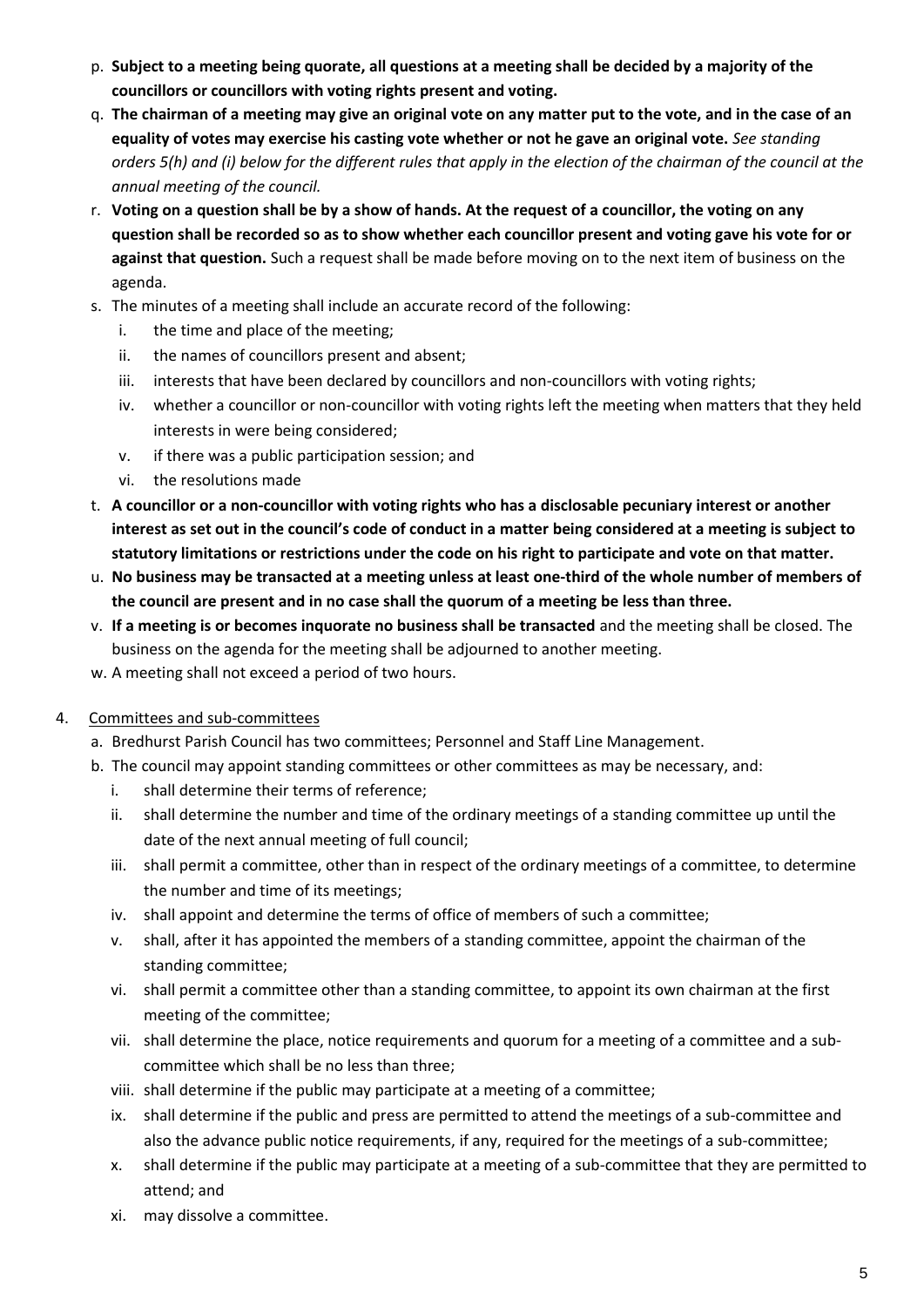p. **Subject to a meeting being quorate, all questions at a meeting shall be decided by a majority of the councillors or councillors with voting rights present and voting.**

q. **The chairman of a meeting may give an original vote on any matter put to the vote, and in the case of an equality of votes may exercise his casting vote whether or not he gave an original vote.** *See standing orders 5(h) and (i) below for the different rules that apply in the election of the chairman of the council at the annual meeting of the council.*

r. **Voting on a question shall be by a show of hands. At the request of a councillor, the voting on any question shall be recorded so as to show whether each councillor present and voting gave his vote for or against that question.** Such a request shall be made before moving on to the next item of business on the agenda.

s. The minutes of a meeting shall include an accurate record of the following:
   i. the time and place of the meeting;
   ii. the names of councillors present and absent;
   iii. interests that have been declared by councillors and non-councillors with voting rights;
   iv. whether a councillor or non-councillor with voting rights left the meeting when matters that they held interests in were being considered;
   v. if there was a public participation session; and
   vi. the resolutions made

t. **A councillor or a non-councillor with voting rights who has a disclosable pecuniary interest or another interest as set out in the council's code of conduct in a matter being considered at a meeting is subject to statutory limitations or restrictions under the code on his right to participate and vote on that matter.**

u. **No business may be transacted at a meeting unless at least one-third of the whole number of members of the council are present and in no case shall the quorum of a meeting be less than three.**

v. **If a meeting is or becomes inquorate no business shall be transacted** and the meeting shall be closed. The business on the agenda for the meeting shall be adjourned to another meeting.

w. A meeting shall not exceed a period of two hours.

4. <u>Committees and sub-committees</u>
   a. Bredhurst Parish Council has two committees; Personnel and Staff Line Management.
   b. The council may appoint standing committees or other committees as may be necessary, and:
      i. shall determine their terms of reference;
      ii. shall determine the number and time of the ordinary meetings of a standing committee up until the date of the next annual meeting of full council;
      iii. shall permit a committee, other than in respect of the ordinary meetings of a committee, to determine the number and time of its meetings;
      iv. shall appoint and determine the terms of office of members of such a committee;
      v. shall, after it has appointed the members of a standing committee, appoint the chairman of the standing committee;
      vi. shall permit a committee other than a standing committee, to appoint its own chairman at the first meeting of the committee;
      vii. shall determine the place, notice requirements and quorum for a meeting of a committee and a sub-committee which shall be no less than three;
      viii. shall determine if the public may participate at a meeting of a committee;
      ix. shall determine if the public and press are permitted to attend the meetings of a sub-committee and also the advance public notice requirements, if any, required for the meetings of a sub-committee;
      x. shall determine if the public may participate at a meeting of a sub-committee that they are permitted to attend; and
      xi. may dissolve a committee.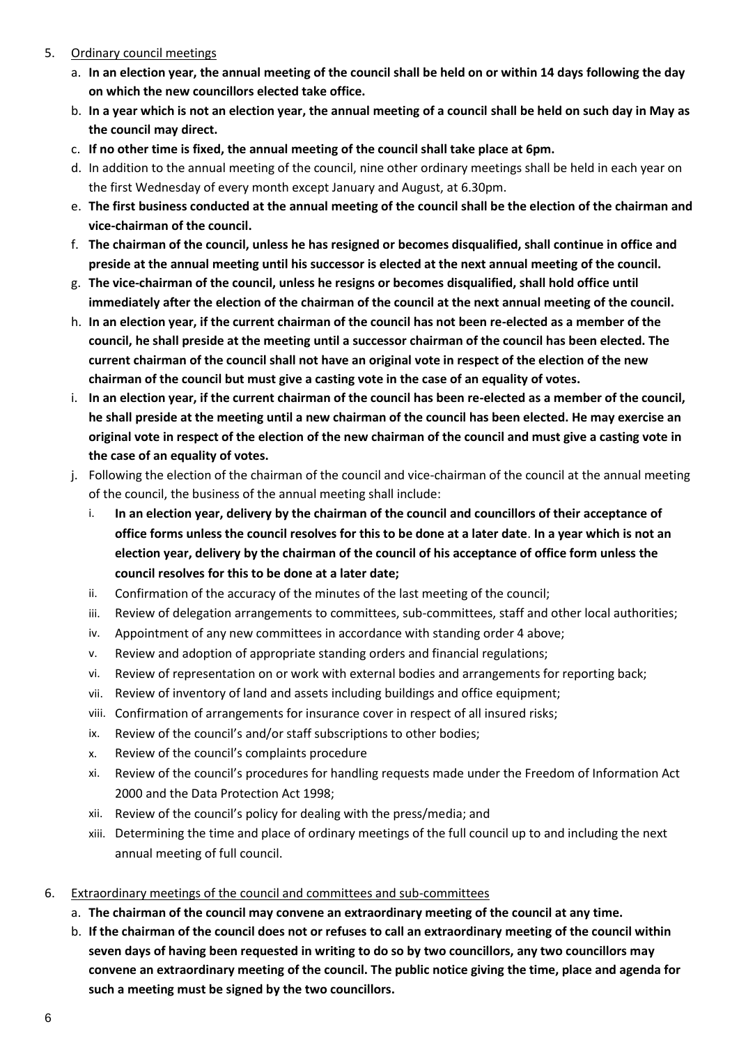5. Ordinary council meetings
    a. **In an election year, the annual meeting of the council shall be held on or within 14 days following the day on which the new councillors elected take office.**
    b. **In a year which is not an election year, the annual meeting of a council shall be held on such day in May as the council may direct.**
    c. **If no other time is fixed, the annual meeting of the council shall take place at 6pm.**
    d. In addition to the annual meeting of the council, nine other ordinary meetings shall be held in each year on the first Wednesday of every month except January and August, at 6.30pm.
    e. **The first business conducted at the annual meeting of the council shall be the election of the chairman and vice-chairman of the council.**
    f. **The chairman of the council, unless he has resigned or becomes disqualified, shall continue in office and preside at the annual meeting until his successor is elected at the next annual meeting of the council.**
    g. **The vice-chairman of the council, unless he resigns or becomes disqualified, shall hold office until immediately after the election of the chairman of the council at the next annual meeting of the council.**
    h. **In an election year, if the current chairman of the council has not been re-elected as a member of the council, he shall preside at the meeting until a successor chairman of the council has been elected. The current chairman of the council shall not have an original vote in respect of the election of the new chairman of the council but must give a casting vote in the case of an equality of votes.**
    i. **In an election year, if the current chairman of the council has been re-elected as a member of the council, he shall preside at the meeting until a new chairman of the council has been elected. He may exercise an original vote in respect of the election of the new chairman of the council and must give a casting vote in the case of an equality of votes.**
    j. Following the election of the chairman of the council and vice-chairman of the council at the annual meeting of the council, the business of the annual meeting shall include:
        i. **In an election year, delivery by the chairman of the council and councillors of their acceptance of office forms unless the council resolves for this to be done at a later date**. **In a year which is not an election year, delivery by the chairman of the council of his acceptance of office form unless the council resolves for this to be done at a later date;**
        ii. Confirmation of the accuracy of the minutes of the last meeting of the council;
        iii. Review of delegation arrangements to committees, sub-committees, staff and other local authorities;
        iv. Appointment of any new committees in accordance with standing order 4 above;
        v. Review and adoption of appropriate standing orders and financial regulations;
        vi. Review of representation on or work with external bodies and arrangements for reporting back;
        vii. Review of inventory of land and assets including buildings and office equipment;
        viii. Confirmation of arrangements for insurance cover in respect of all insured risks;
        ix. Review of the council's and/or staff subscriptions to other bodies;
        x. Review of the council's complaints procedure
        xi. Review of the council's procedures for handling requests made under the Freedom of Information Act 2000 and the Data Protection Act 1998;
        xii. Review of the council's policy for dealing with the press/media; and
        xiii. Determining the time and place of ordinary meetings of the full council up to and including the next annual meeting of full council.

6. Extraordinary meetings of the council and committees and sub-committees
    a. **The chairman of the council may convene an extraordinary meeting of the council at any time.**
    b. **If the chairman of the council does not or refuses to call an extraordinary meeting of the council within seven days of having been requested in writing to do so by two councillors, any two councillors may convene an extraordinary meeting of the council. The public notice giving the time, place and agenda for such a meeting must be signed by the two councillors.**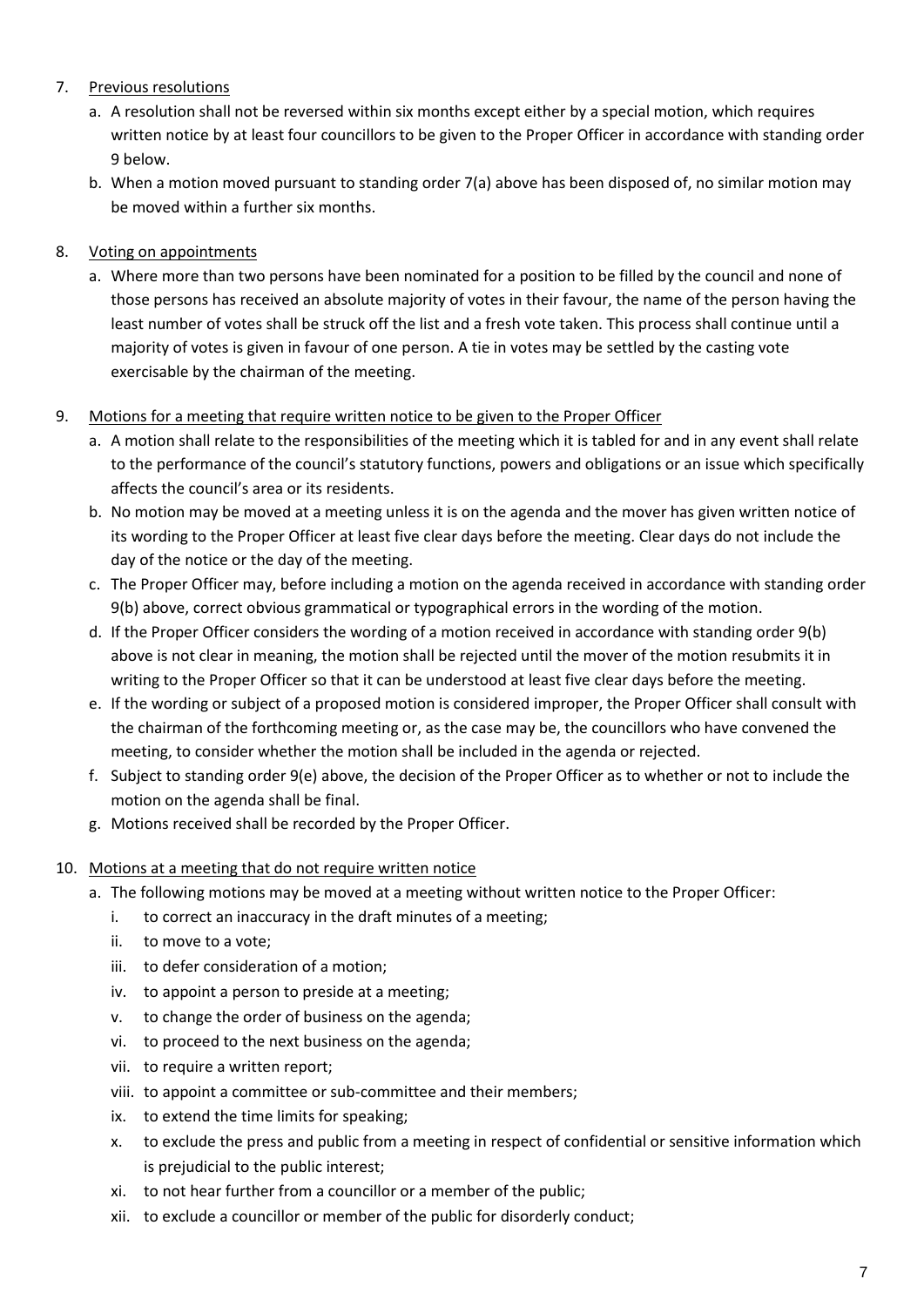7. <u>Previous resolutions</u>
    a. A resolution shall not be reversed within six months except either by a special motion, which requires written notice by at least four councillors to be given to the Proper Officer in accordance with standing order 9 below.
    b. When a motion moved pursuant to standing order 7(a) above has been disposed of, no similar motion may be moved within a further six months.

8. <u>Voting on appointments</u>
    a. Where more than two persons have been nominated for a position to be filled by the council and none of those persons has received an absolute majority of votes in their favour, the name of the person having the least number of votes shall be struck off the list and a fresh vote taken. This process shall continue until a majority of votes is given in favour of one person. A tie in votes may be settled by the casting vote exercisable by the chairman of the meeting.

9. <u>Motions for a meeting that require written notice to be given to the Proper Officer</u>
    a. A motion shall relate to the responsibilities of the meeting which it is tabled for and in any event shall relate to the performance of the council's statutory functions, powers and obligations or an issue which specifically affects the council's area or its residents.
    b. No motion may be moved at a meeting unless it is on the agenda and the mover has given written notice of its wording to the Proper Officer at least five clear days before the meeting. Clear days do not include the day of the notice or the day of the meeting.
    c. The Proper Officer may, before including a motion on the agenda received in accordance with standing order 9(b) above, correct obvious grammatical or typographical errors in the wording of the motion.
    d. If the Proper Officer considers the wording of a motion received in accordance with standing order 9(b) above is not clear in meaning, the motion shall be rejected until the mover of the motion resubmits it in writing to the Proper Officer so that it can be understood at least five clear days before the meeting.
    e. If the wording or subject of a proposed motion is considered improper, the Proper Officer shall consult with the chairman of the forthcoming meeting or, as the case may be, the councillors who have convened the meeting, to consider whether the motion shall be included in the agenda or rejected.
    f. Subject to standing order 9(e) above, the decision of the Proper Officer as to whether or not to include the motion on the agenda shall be final.
    g. Motions received shall be recorded by the Proper Officer.

10. <u>Motions at a meeting that do not require written notice</u>
    a. The following motions may be moved at a meeting without written notice to the Proper Officer:
        i. to correct an inaccuracy in the draft minutes of a meeting;
        ii. to move to a vote;
        iii. to defer consideration of a motion;
        iv. to appoint a person to preside at a meeting;
        v. to change the order of business on the agenda;
        vi. to proceed to the next business on the agenda;
        vii. to require a written report;
        viii. to appoint a committee or sub-committee and their members;
        ix. to extend the time limits for speaking;
        x. to exclude the press and public from a meeting in respect of confidential or sensitive information which is prejudicial to the public interest;
        xi. to not hear further from a councillor or a member of the public;
        xii. to exclude a councillor or member of the public for disorderly conduct;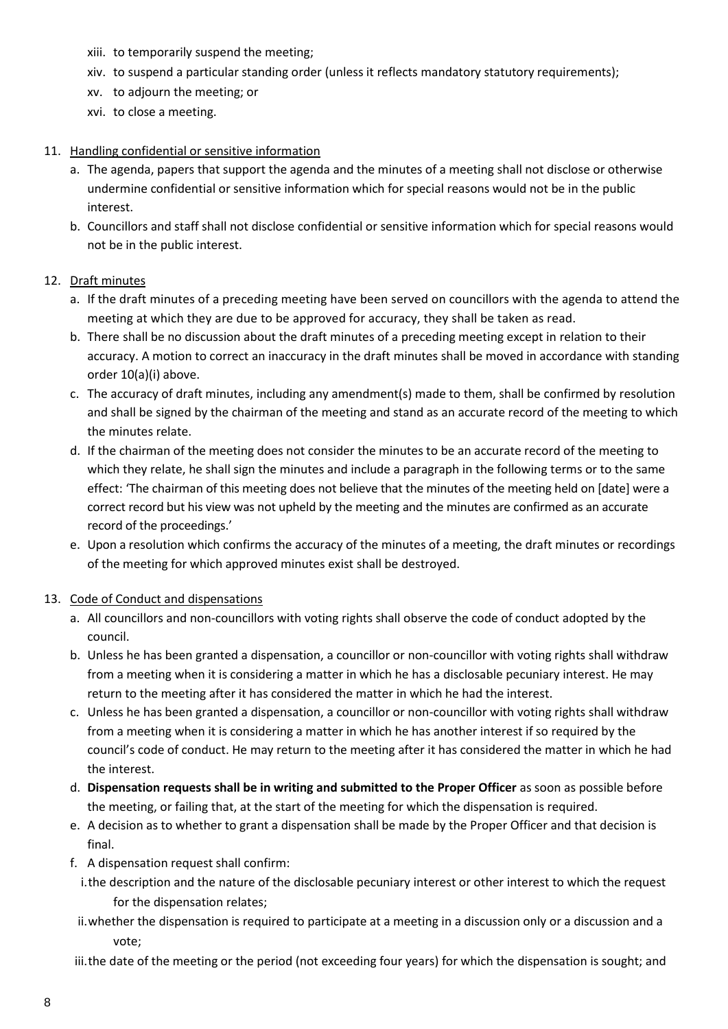xiii. to temporarily suspend the meeting;
xiv. to suspend a particular standing order (unless it reflects mandatory statutory requirements);
xv. to adjourn the meeting; or
xvi. to close a meeting.

11. <u>Handling confidential or sensitive information</u>
   a. The agenda, papers that support the agenda and the minutes of a meeting shall not disclose or otherwise undermine confidential or sensitive information which for special reasons would not be in the public interest.
   b. Councillors and staff shall not disclose confidential or sensitive information which for special reasons would not be in the public interest.

12. <u>Draft minutes</u>
   a. If the draft minutes of a preceding meeting have been served on councillors with the agenda to attend the meeting at which they are due to be approved for accuracy, they shall be taken as read.
   b. There shall be no discussion about the draft minutes of a preceding meeting except in relation to their accuracy. A motion to correct an inaccuracy in the draft minutes shall be moved in accordance with standing order 10(a)(i) above.
   c. The accuracy of draft minutes, including any amendment(s) made to them, shall be confirmed by resolution and shall be signed by the chairman of the meeting and stand as an accurate record of the meeting to which the minutes relate.
   d. If the chairman of the meeting does not consider the minutes to be an accurate record of the meeting to which they relate, he shall sign the minutes and include a paragraph in the following terms or to the same effect: 'The chairman of this meeting does not believe that the minutes of the meeting held on [date] were a correct record but his view was not upheld by the meeting and the minutes are confirmed as an accurate record of the proceedings.'
   e. Upon a resolution which confirms the accuracy of the minutes of a meeting, the draft minutes or recordings of the meeting for which approved minutes exist shall be destroyed.

13. <u>Code of Conduct and dispensations</u>
   a. All councillors and non-councillors with voting rights shall observe the code of conduct adopted by the council.
   b. Unless he has been granted a dispensation, a councillor or non-councillor with voting rights shall withdraw from a meeting when it is considering a matter in which he has a disclosable pecuniary interest. He may return to the meeting after it has considered the matter in which he had the interest.
   c. Unless he has been granted a dispensation, a councillor or non-councillor with voting rights shall withdraw from a meeting when it is considering a matter in which he has another interest if so required by the council's code of conduct. He may return to the meeting after it has considered the matter in which he had the interest.
   d. **Dispensation requests shall be in writing and submitted to the Proper Officer** as soon as possible before the meeting, or failing that, at the start of the meeting for which the dispensation is required.
   e. A decision as to whether to grant a dispensation shall be made by the Proper Officer and that decision is final.
   f. A dispensation request shall confirm:
      i. the description and the nature of the disclosable pecuniary interest or other interest to which the request for the dispensation relates;
      ii. whether the dispensation is required to participate at a meeting in a discussion only or a discussion and a vote;
      iii. the date of the meeting or the period (not exceeding four years) for which the dispensation is sought; and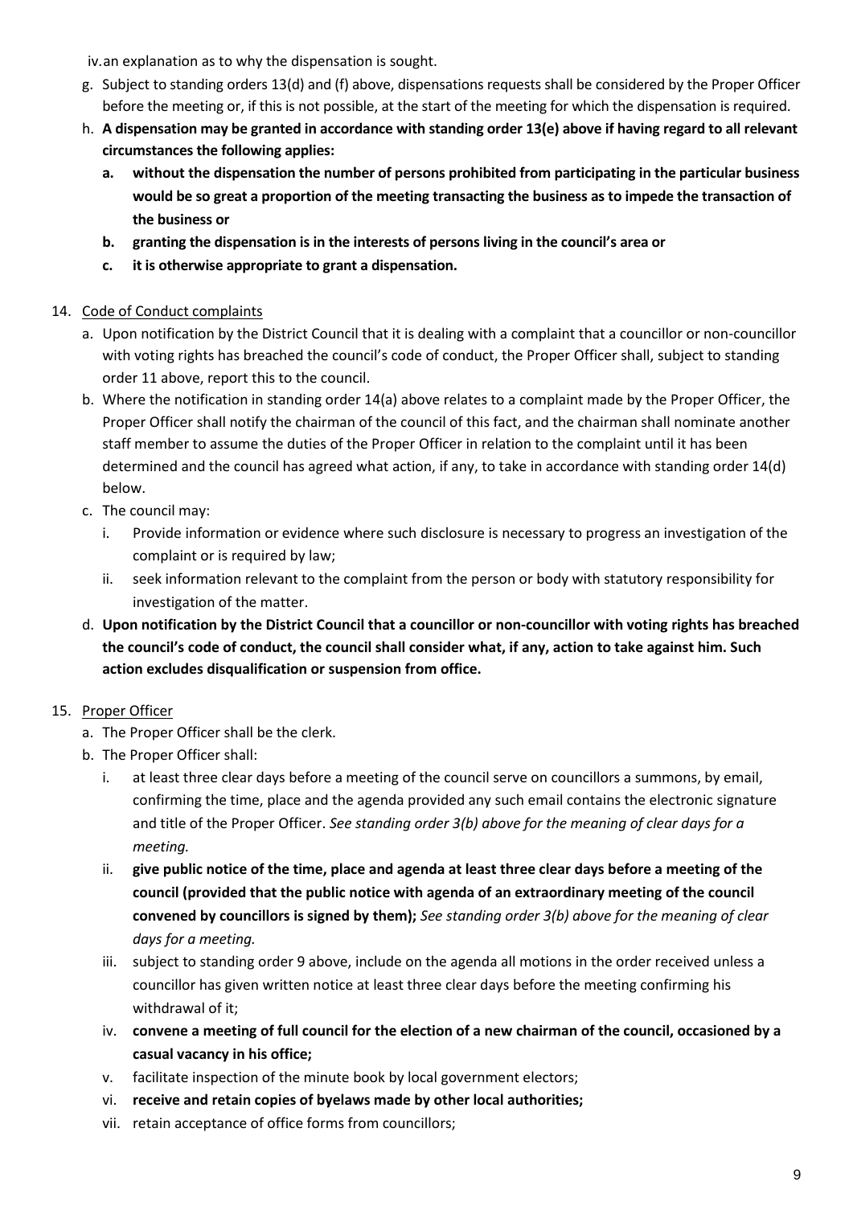iv. an explanation as to why the dispensation is sought.

g. Subject to standing orders 13(d) and (f) above, dispensations requests shall be considered by the Proper Officer before the meeting or, if this is not possible, at the start of the meeting for which the dispensation is required.

h. **A dispensation may be granted in accordance with standing order 13(e) above if having regard to all relevant circumstances the following applies:**
   a. **without the dispensation the number of persons prohibited from participating in the particular business would be so great a proportion of the meeting transacting the business as to impede the transaction of the business or**
   b. **granting the dispensation is in the interests of persons living in the council's area or**
   c. **it is otherwise appropriate to grant a dispensation.**

14. Code of Conduct complaints
   a. Upon notification by the District Council that it is dealing with a complaint that a councillor or non-councillor with voting rights has breached the council's code of conduct, the Proper Officer shall, subject to standing order 11 above, report this to the council.
   b. Where the notification in standing order 14(a) above relates to a complaint made by the Proper Officer, the Proper Officer shall notify the chairman of the council of this fact, and the chairman shall nominate another staff member to assume the duties of the Proper Officer in relation to the complaint until it has been determined and the council has agreed what action, if any, to take in accordance with standing order 14(d) below.
   c. The council may:
      i. Provide information or evidence where such disclosure is necessary to progress an investigation of the complaint or is required by law;
      ii. seek information relevant to the complaint from the person or body with statutory responsibility for investigation of the matter.
   d. **Upon notification by the District Council that a councillor or non-councillor with voting rights has breached the council's code of conduct, the council shall consider what, if any, action to take against him. Such action excludes disqualification or suspension from office.**

15. Proper Officer
   a. The Proper Officer shall be the clerk.
   b. The Proper Officer shall:
      i. at least three clear days before a meeting of the council serve on councillors a summons, by email, confirming the time, place and the agenda provided any such email contains the electronic signature and title of the Proper Officer. *See standing order 3(b) above for the meaning of clear days for a meeting.*
      ii. **give public notice of the time, place and agenda at least three clear days before a meeting of the council (provided that the public notice with agenda of an extraordinary meeting of the council convened by councillors is signed by them);** *See standing order 3(b) above for the meaning of clear days for a meeting.*
      iii. subject to standing order 9 above, include on the agenda all motions in the order received unless a councillor has given written notice at least three clear days before the meeting confirming his withdrawal of it;
      iv. **convene a meeting of full council for the election of a new chairman of the council, occasioned by a casual vacancy in his office;**
      v. facilitate inspection of the minute book by local government electors;
      vi. **receive and retain copies of byelaws made by other local authorities;**
      vii. retain acceptance of office forms from councillors;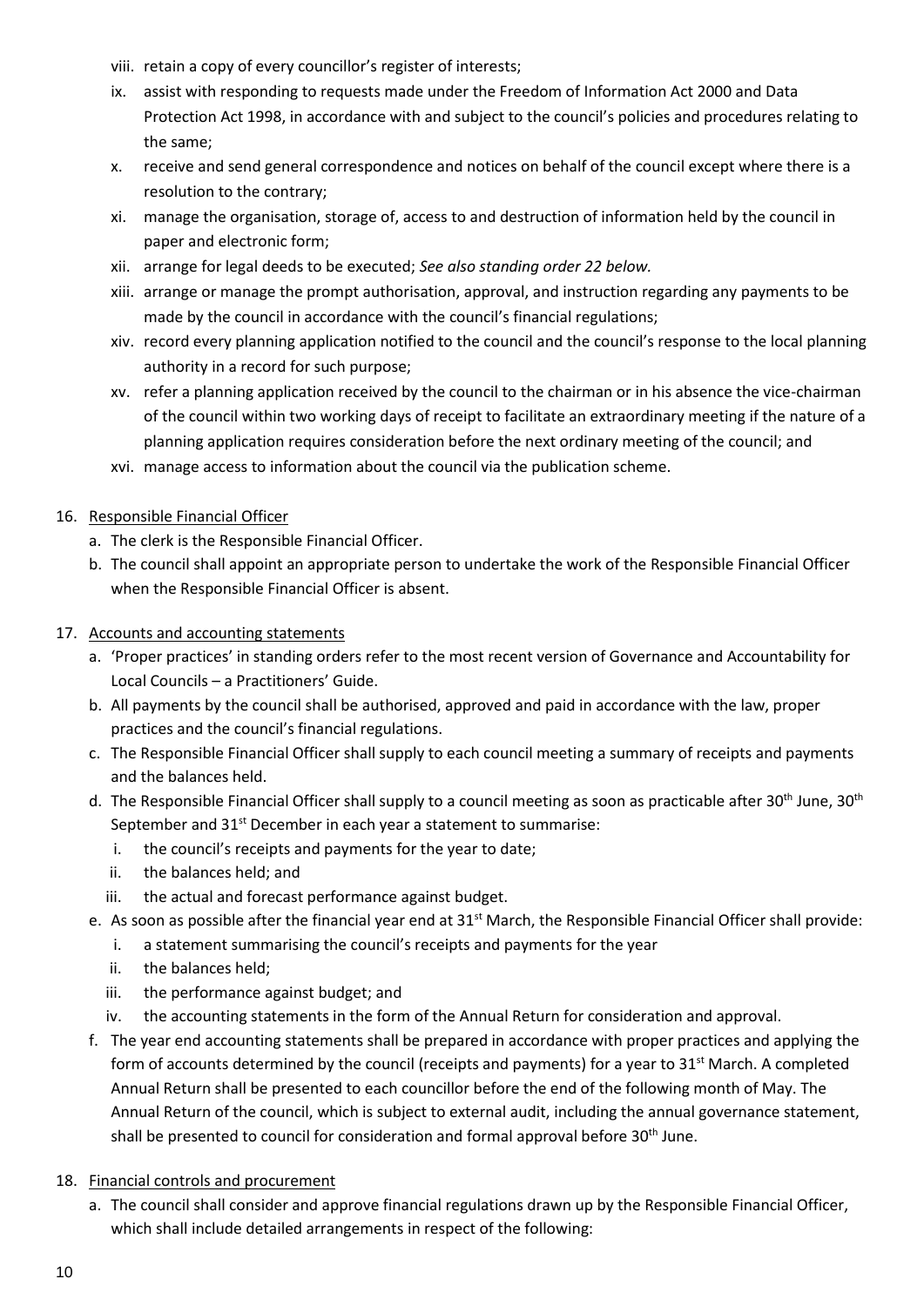viii. retain a copy of every councillor's register of interests;
ix. assist with responding to requests made under the Freedom of Information Act 2000 and Data Protection Act 1998, in accordance with and subject to the council's policies and procedures relating to the same;
x. receive and send general correspondence and notices on behalf of the council except where there is a resolution to the contrary;
xi. manage the organisation, storage of, access to and destruction of information held by the council in paper and electronic form;
xii. arrange for legal deeds to be executed; *See also standing order 22 below.*
xiii. arrange or manage the prompt authorisation, approval, and instruction regarding any payments to be made by the council in accordance with the council's financial regulations;
xiv. record every planning application notified to the council and the council's response to the local planning authority in a record for such purpose;
xv. refer a planning application received by the council to the chairman or in his absence the vice-chairman of the council within two working days of receipt to facilitate an extraordinary meeting if the nature of a planning application requires consideration before the next ordinary meeting of the council; and
xvi. manage access to information about the council via the publication scheme.

16. <u>Responsible Financial Officer</u>
    a. The clerk is the Responsible Financial Officer.
    b. The council shall appoint an appropriate person to undertake the work of the Responsible Financial Officer when the Responsible Financial Officer is absent.

17. <u>Accounts and accounting statements</u>
    a. 'Proper practices' in standing orders refer to the most recent version of Governance and Accountability for Local Councils – a Practitioners' Guide.
    b. All payments by the council shall be authorised, approved and paid in accordance with the law, proper practices and the council's financial regulations.
    c. The Responsible Financial Officer shall supply to each council meeting a summary of receipts and payments and the balances held.
    d. The Responsible Financial Officer shall supply to a council meeting as soon as practicable after 30th June, 30th September and 31st December in each year a statement to summarise:
        i. the council's receipts and payments for the year to date;
        ii. the balances held; and
        iii. the actual and forecast performance against budget.
    e. As soon as possible after the financial year end at 31st March, the Responsible Financial Officer shall provide:
        i. a statement summarising the council's receipts and payments for the year
        ii. the balances held;
        iii. the performance against budget; and
        iv. the accounting statements in the form of the Annual Return for consideration and approval.
    f. The year end accounting statements shall be prepared in accordance with proper practices and applying the form of accounts determined by the council (receipts and payments) for a year to 31st March. A completed Annual Return shall be presented to each councillor before the end of the following month of May. The Annual Return of the council, which is subject to external audit, including the annual governance statement, shall be presented to council for consideration and formal approval before 30th June.

18. <u>Financial controls and procurement</u>
    a. The council shall consider and approve financial regulations drawn up by the Responsible Financial Officer, which shall include detailed arrangements in respect of the following: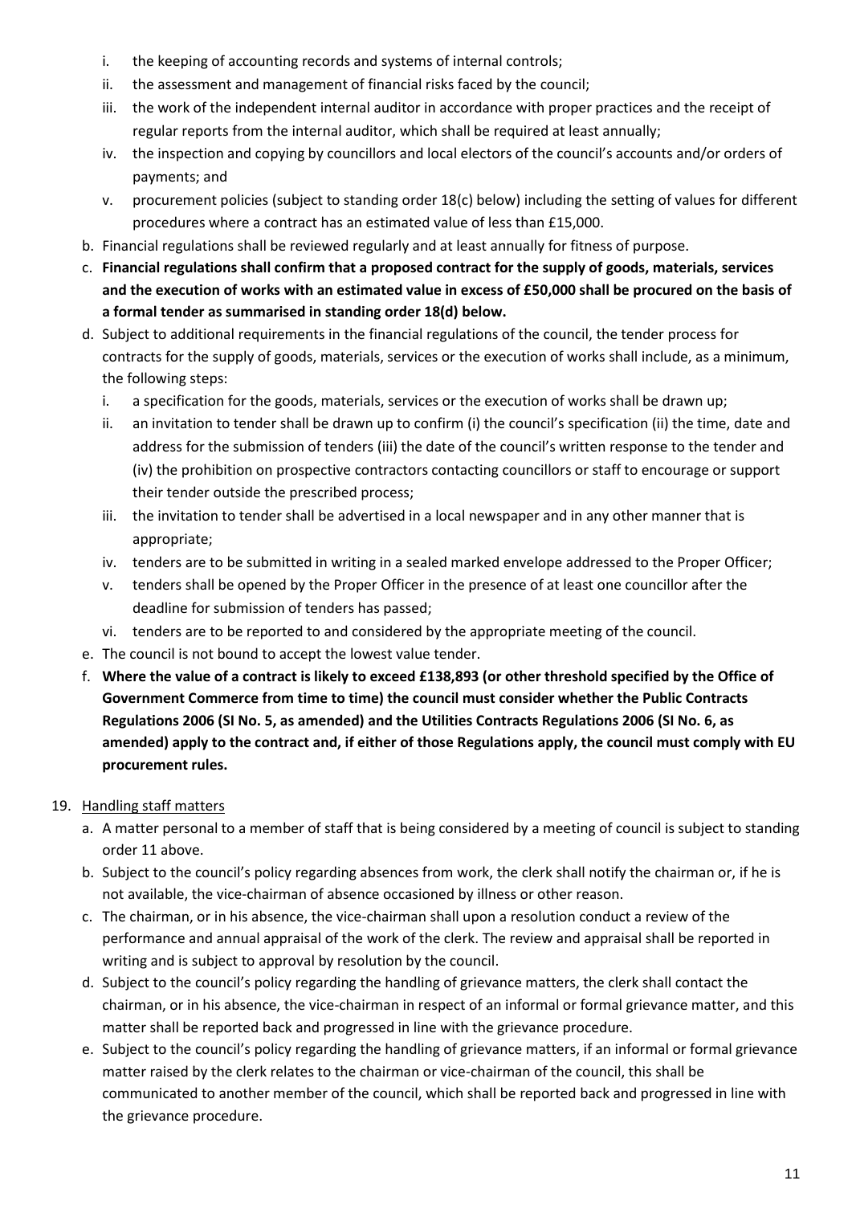i. the keeping of accounting records and systems of internal controls;
   ii. the assessment and management of financial risks faced by the council;
   iii. the work of the independent internal auditor in accordance with proper practices and the receipt of regular reports from the internal auditor, which shall be required at least annually;
   iv. the inspection and copying by councillors and local electors of the council's accounts and/or orders of payments; and
   v. procurement policies (subject to standing order 18(c) below) including the setting of values for different procedures where a contract has an estimated value of less than £15,000.

b. Financial regulations shall be reviewed regularly and at least annually for fitness of purpose.

c. **Financial regulations shall confirm that a proposed contract for the supply of goods, materials, services and the execution of works with an estimated value in excess of £50,000 shall be procured on the basis of a formal tender as summarised in standing order 18(d) below.**

d. Subject to additional requirements in the financial regulations of the council, the tender process for contracts for the supply of goods, materials, services or the execution of works shall include, as a minimum, the following steps:
   i. a specification for the goods, materials, services or the execution of works shall be drawn up;
   ii. an invitation to tender shall be drawn up to confirm (i) the council's specification (ii) the time, date and address for the submission of tenders (iii) the date of the council's written response to the tender and (iv) the prohibition on prospective contractors contacting councillors or staff to encourage or support their tender outside the prescribed process;
   iii. the invitation to tender shall be advertised in a local newspaper and in any other manner that is appropriate;
   iv. tenders are to be submitted in writing in a sealed marked envelope addressed to the Proper Officer;
   v. tenders shall be opened by the Proper Officer in the presence of at least one councillor after the deadline for submission of tenders has passed;
   vi. tenders are to be reported to and considered by the appropriate meeting of the council.

e. The council is not bound to accept the lowest value tender.

f. **Where the value of a contract is likely to exceed £138,893 (or other threshold specified by the Office of Government Commerce from time to time) the council must consider whether the Public Contracts Regulations 2006 (SI No. 5, as amended) and the Utilities Contracts Regulations 2006 (SI No. 6, as amended) apply to the contract and, if either of those Regulations apply, the council must comply with EU procurement rules.**

19. <u>Handling staff matters</u>
   a. A matter personal to a member of staff that is being considered by a meeting of council is subject to standing order 11 above.
   b. Subject to the council's policy regarding absences from work, the clerk shall notify the chairman or, if he is not available, the vice-chairman of absence occasioned by illness or other reason.
   c. The chairman, or in his absence, the vice-chairman shall upon a resolution conduct a review of the performance and annual appraisal of the work of the clerk. The review and appraisal shall be reported in writing and is subject to approval by resolution by the council.
   d. Subject to the council's policy regarding the handling of grievance matters, the clerk shall contact the chairman, or in his absence, the vice-chairman in respect of an informal or formal grievance matter, and this matter shall be reported back and progressed in line with the grievance procedure.
   e. Subject to the council's policy regarding the handling of grievance matters, if an informal or formal grievance matter raised by the clerk relates to the chairman or vice-chairman of the council, this shall be communicated to another member of the council, which shall be reported back and progressed in line with the grievance procedure.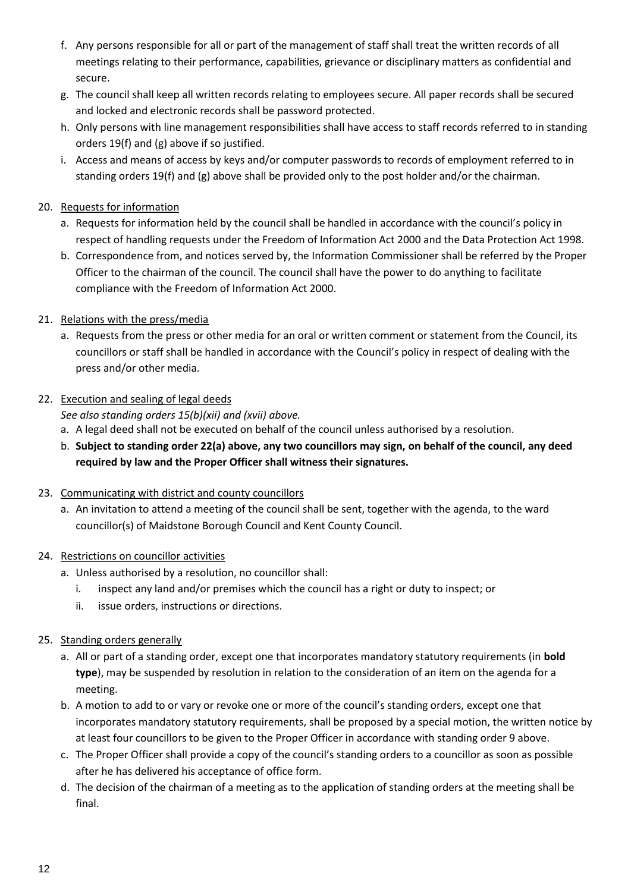f. Any persons responsible for all or part of the management of staff shall treat the written records of all meetings relating to their performance, capabilities, grievance or disciplinary matters as confidential and secure.
g. The council shall keep all written records relating to employees secure. All paper records shall be secured and locked and electronic records shall be password protected.
h. Only persons with line management responsibilities shall have access to staff records referred to in standing orders 19(f) and (g) above if so justified.
i. Access and means of access by keys and/or computer passwords to records of employment referred to in standing orders 19(f) and (g) above shall be provided only to the post holder and/or the chairman.

20. Requests for information
   a. Requests for information held by the council shall be handled in accordance with the council's policy in respect of handling requests under the Freedom of Information Act 2000 and the Data Protection Act 1998.
   b. Correspondence from, and notices served by, the Information Commissioner shall be referred by the Proper Officer to the chairman of the council. The council shall have the power to do anything to facilitate compliance with the Freedom of Information Act 2000.

21. Relations with the press/media
   a. Requests from the press or other media for an oral or written comment or statement from the Council, its councillors or staff shall be handled in accordance with the Council's policy in respect of dealing with the press and/or other media.

22. Execution and sealing of legal deeds
   *See also standing orders 15(b)(xii) and (xvii) above.*
   a. A legal deed shall not be executed on behalf of the council unless authorised by a resolution.
   b. **Subject to standing order 22(a) above, any two councillors may sign, on behalf of the council, any deed required by law and the Proper Officer shall witness their signatures.**

23. Communicating with district and county councillors
   a. An invitation to attend a meeting of the council shall be sent, together with the agenda, to the ward councillor(s) of Maidstone Borough Council and Kent County Council.

24. Restrictions on councillor activities
   a. Unless authorised by a resolution, no councillor shall:
      i. inspect any land and/or premises which the council has a right or duty to inspect; or
      ii. issue orders, instructions or directions.

25. Standing orders generally
   a. All or part of a standing order, except one that incorporates mandatory statutory requirements (in **bold type**), may be suspended by resolution in relation to the consideration of an item on the agenda for a meeting.
   b. A motion to add to or vary or revoke one or more of the council's standing orders, except one that incorporates mandatory statutory requirements, shall be proposed by a special motion, the written notice by at least four councillors to be given to the Proper Officer in accordance with standing order 9 above.
   c. The Proper Officer shall provide a copy of the council's standing orders to a councillor as soon as possible after he has delivered his acceptance of office form.
   d. The decision of the chairman of a meeting as to the application of standing orders at the meeting shall be final.